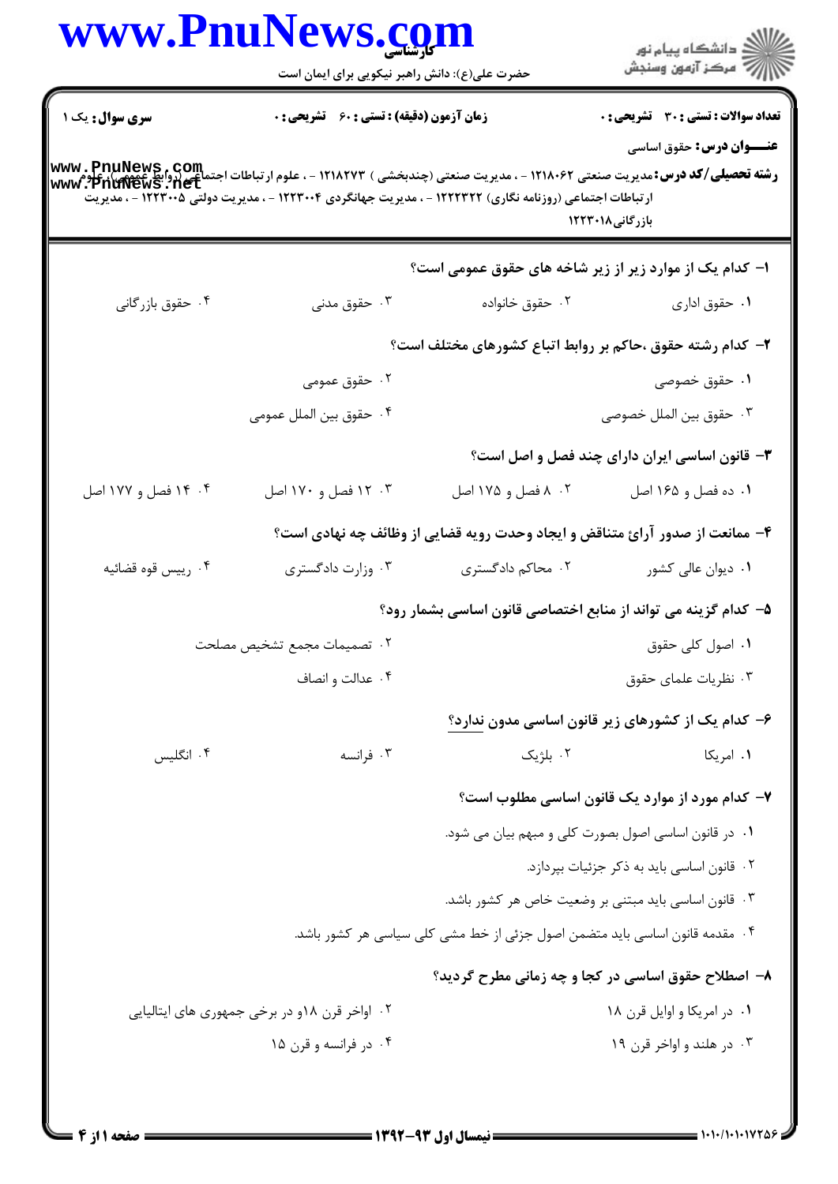**سری سوال:** یک ۱ | **زمان آزمون (دقیقه) : تستی : ۶۰ تشریحی : ۰** | **تعداد سوالات : تستی : ۳۰ تشریحی : ۰**

**عنـــوان درس:** حقوق اساسی

**رشته تحصیلی/کد درس:** مدیریت صنعتی ۱۲۱۸۰۶۲ - ، مدیریت صنعتی (چندبخشی ) ۱۲۱۸۲۷۳ - ، علوم ارتباطات اجتماعی (روابط عمومی) ، علوم ارتباطات اجتماعی (روزنامه نگاری) ۱۲۲۲۳۲۲ - ، مدیریت جهانگردی ۱۲۲۳۰۰۴ - ، مدیریت دولتی ۱۲۲۳۰۰۵ - ، مدیریت بازرگانی۱۲۲۳۰۱۸

**۱- کدام یک از موارد زیر از زیر شاخه های حقوق عمومی است؟**

۱. حقوق اداری
۲. حقوق خانواده
۳. حقوق مدنی
۴. حقوق بازرگانی

**۲- کدام رشته حقوق ،حاکم بر روابط اتباع کشورهای مختلف است؟**

۱. حقوق خصوصی
۲. حقوق عمومی
۳. حقوق بین الملل خصوصی
۴. حقوق بین الملل عمومی

**۳- قانون اساسی ایران دارای چند فصل و اصل است؟**

۱. ده فصل و ۱۶۵ اصل
۲. ۸ فصل و ۱۷۵ اصل
۳. ۱۲ فصل و ۱۷۰ اصل
۴. ۱۴ فصل و ۱۷۷ اصل

**۴- ممانعت از صدور آراﺉ متناقض و ایجاد وحدت رویه قضایی از وظائف چه نهادی است؟**

۱. دیوان عالی کشور
۲. محاکم دادگستری
۳. وزارت دادگستری
۴. رییس قوه قضائیه

**۵- کدام گزینه می تواند از منابع اختصاصی قانون اساسی بشمار رود؟**

۱. اصول کلی حقوق
۲. تصمیمات مجمع تشخیص مصلحت
۳. نظریات علمای حقوق
۴. عدالت و انصاف

**۶- کدام یک از کشورهای زیر قانون اساسی مدون ندارد؟**

۱. امریکا
۲. بلژیک
۳. فرانسه
۴. انگلیس

**۷- کدام مورد از موارد یک قانون اساسی مطلوب است؟**

۱. در قانون اساسی اصول بصورت کلی و مبهم بیان می شود.
۲. قانون اساسی باید به ذکر جزئیات بپردازد.
۳. قانون اساسی باید مبتنی بر وضعیت خاص هر کشور باشد.
۴. مقدمه قانون اساسی باید متضمن اصول جزئی از خط مشی کلی سیاسی هر کشور باشد.

**۸- اصطلاح حقوق اساسی در کجا و چه زمانی مطرح گردید؟**

۱. در امریکا و اوایل قرن ۱۸
۲. اواخر قرن ۱۸و در برخی جمهوری های ایتالیایی
۳. در هلند و اواخر قرن ۱۹
۴. در فرانسه و قرن ۱۵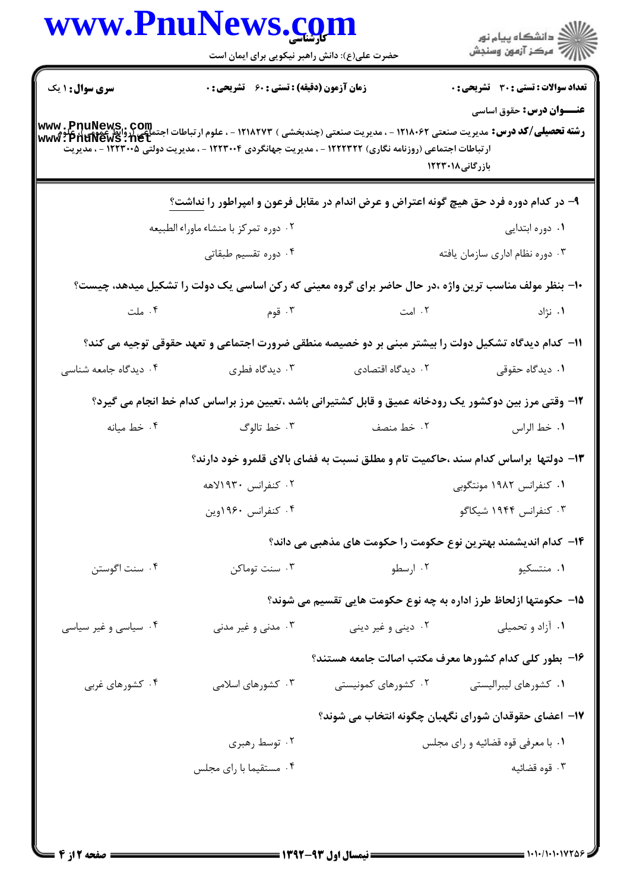**سری سوال:** ۱ یک

**زمان آزمون (دقیقه) : تستی : ۶۰ تشریحی : ۰**

**تعداد سوالات : تستی : ۳۰ تشریحی : ۰**

**عنـــوان درس:** حقوق اساسی

**رشته تحصیلی/کد درس:** مدیریت صنعتی ۱۲۱۸۰۶۲ - ، مدیریت صنعتی (چندبخشی ) ۱۲۱۸۲۷۳ - ، علوم ارتباطات اجتماعی (روابط عمومی) ، علوم ارتباطات اجتماعی (روزنامه نگاری) ۱۲۲۲۳۲۲ - ، مدیریت جهانگردی ۱۲۲۳۰۰۴ - ، مدیریت دولتی ۱۲۲۳۰۰۵ - ، مدیریت بازرگانی۱۲۲۳۰۱۸

۹- در کدام دوره فرد حق هیچ گونه اعتراض و عرض اندام در مقابل فرعون و امپراطور را نداشت؟

۱. دوره ابتدایی
۲. دوره تمرکز با منشاء ماوراء الطبیعه
۳. دوره نظام اداری سازمان یافته
۴. دوره تقسیم طبقاتی

۱۰- بنظر مولف مناسب ترین واژه ،در حال حاضر برای گروه معینی که رکن اساسی یک دولت را تشکیل میدهد، چیست؟

۱. نژاد
۲. امت
۳. قوم
۴. ملت

۱۱- کدام دیدگاه تشکیل دولت را بیشتر مبنی بر دو خصیصه منطقی ضرورت اجتماعی و تعهد حقوقی توجیه می کند؟

۱. دیدگاه حقوقی
۲. دیدگاه اقتصادی
۳. دیدگاه فطری
۴. دیدگاه جامعه شناسی

۱۲- وقتی مرز بین دوکشور یک رودخانه عمیق و قابل کشتیرانی باشد ،تعیین مرز براساس کدام خط انجام می گیرد؟

۱. خط الراس
۲. خط منصف
۳. خط تالوگ
۴. خط میانه

۱۳- دولتها براساس کدام سند ،حاکمیت تام و مطلق نسبت به فضای بالای قلمرو خود دارند؟

۱. کنفرانس ۱۹۸۲ مونتگوبی
۲. کنفرانس ۱۹۳۰لاهه
۳. کنفرانس ۱۹۴۴ شیکاگو
۴. کنفرانس ۱۹۶۰وین

۱۴- کدام اندیشمند بهترین نوع حکومت را حکومت های مذهبی می داند؟

۱. منتسکیو
۲. ارسطو
۳. سنت توماکن
۴. سنت اگوستن

۱۵- حکومتها ازلحاظ طرز اداره به چه نوع حکومت هایی تقسیم می شوند؟

۱. آزاد و تحمیلی
۲. دینی و غیر دینی
۳. مدنی و غیر مدنی
۴. سیاسی و غیر سیاسی

۱۶- بطور کلی کدام کشورها معرف مکتب اصالت جامعه هستند؟

۱. کشورهای لیبرالیستی
۲. کشورهای کمونیستی
۳. کشورهای اسلامی
۴. کشورهای غربی

۱۷- اعضای حقوقدان شورای نگهبان چگونه انتخاب می شوند؟

۱. با معرفی قوه قضائیه و رای مجلس
۲. توسط رهبری
۳. قوه قضائیه
۴. مستقیما با رای مجلس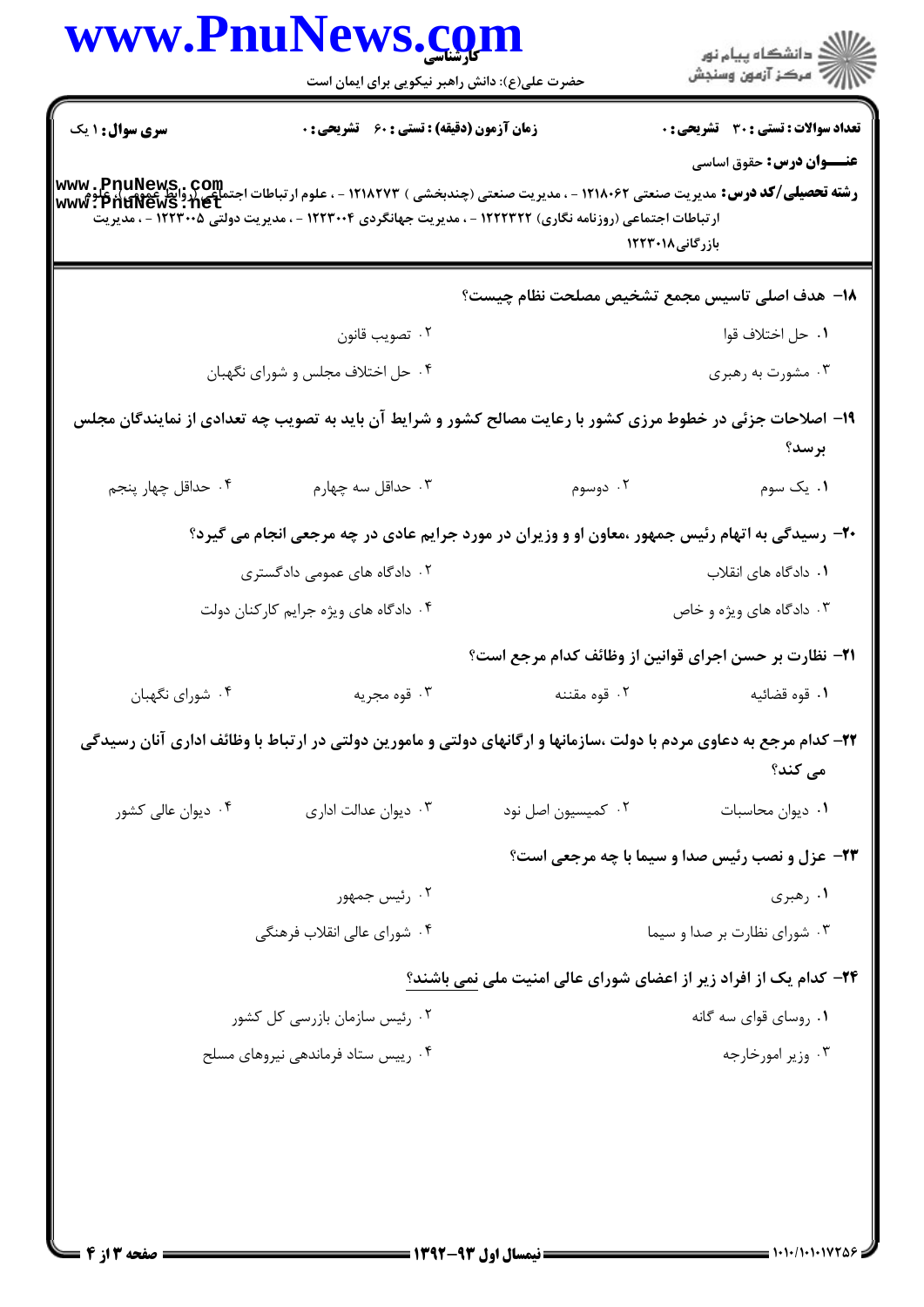**سری سوال:** ۱ یک

**زمان آزمون (دقیقه) : تستی :** ۶۰ **تشریحی :** ۰

**تعداد سوالات : تستی :** ۳۰ **تشریحی :** ۰

**عنـــوان درس:** حقوق اساسی

**رشته تحصیلی/کد درس:** مدیریت صنعتی ۱۲۱۸۰۶۲ - ، مدیریت صنعتی (چندبخشی ) ۱۲۱۸۲۷۳ - ، علوم ارتباطات اجتماعی (روابط عمومی)، علوم ارتباطات اجتماعی (روزنامه نگاری) ۱۲۲۲۳۲۲ - ، مدیریت جهانگردی ۱۲۲۳۰۰۴ - ، مدیریت دولتی ۱۲۲۳۰۰۵ - ، مدیریت بازرگانی۱۲۲۳۰۱۸

**۱۸- هدف اصلی تاسیس مجمع تشخیص مصلحت نظام چیست؟**

۱. حل اختلاف قوا

۲. تصویب قانون

۳. مشورت به رهبری

۴. حل اختلاف مجلس و شورای نگهبان

**۱۹- اصلاحات جزئی در خطوط مرزی کشور با رعایت مصالح کشور و شرایط آن باید به تصویب چه تعدادی از نمایندگان مجلس برسد؟**

۱. یک سوم

۲. دوسوم

۳. حداقل سه چهارم

۴. حداقل چهار پنجم

**۲۰- رسیدگی به اتهام رئیس جمهور ،معاون او و وزیران در مورد جرایم عادی در چه مرجعی انجام می گیرد؟**

۱. دادگاه های انقلاب

۲. دادگاه های عمومی دادگستری

۳. دادگاه های ویژه و خاص

۴. دادگاه های ویژه جرایم کارکنان دولت

**۲۱- نظارت بر حسن اجرای قوانین از وظائف کدام مرجع است؟**

۱. قوه قضائیه

۲. قوه مقننه

۳. قوه مجریه

۴. شورای نگهبان

**۲۲- کدام مرجع به دعاوی مردم با دولت ،سازمانها و ارگانهای دولتی و مامورین دولتی در ارتباط با وظائف اداری آنان رسیدگی می کند؟**

۱. دیوان محاسبات

۲. کمیسیون اصل نود

۳. دیوان عدالت اداری

۴. دیوان عالی کشور

**۲۳- عزل و نصب رئیس صدا و سیما با چه مرجعی است؟**

۱. رهبری

۲. رئیس جمهور

۳. شورای نظارت بر صدا و سیما

۴. شورای عالی انقلاب فرهنگی

**۲۴- کدام یک از افراد زیر از اعضای شورای عالی امنیت ملی نمی باشند؟**

۱. روسای قوای سه گانه

۲. رئیس سازمان بازرسی کل کشور

۳. وزیر امورخارجه

۴. رییس ستاد فرماندهی نیروهای مسلح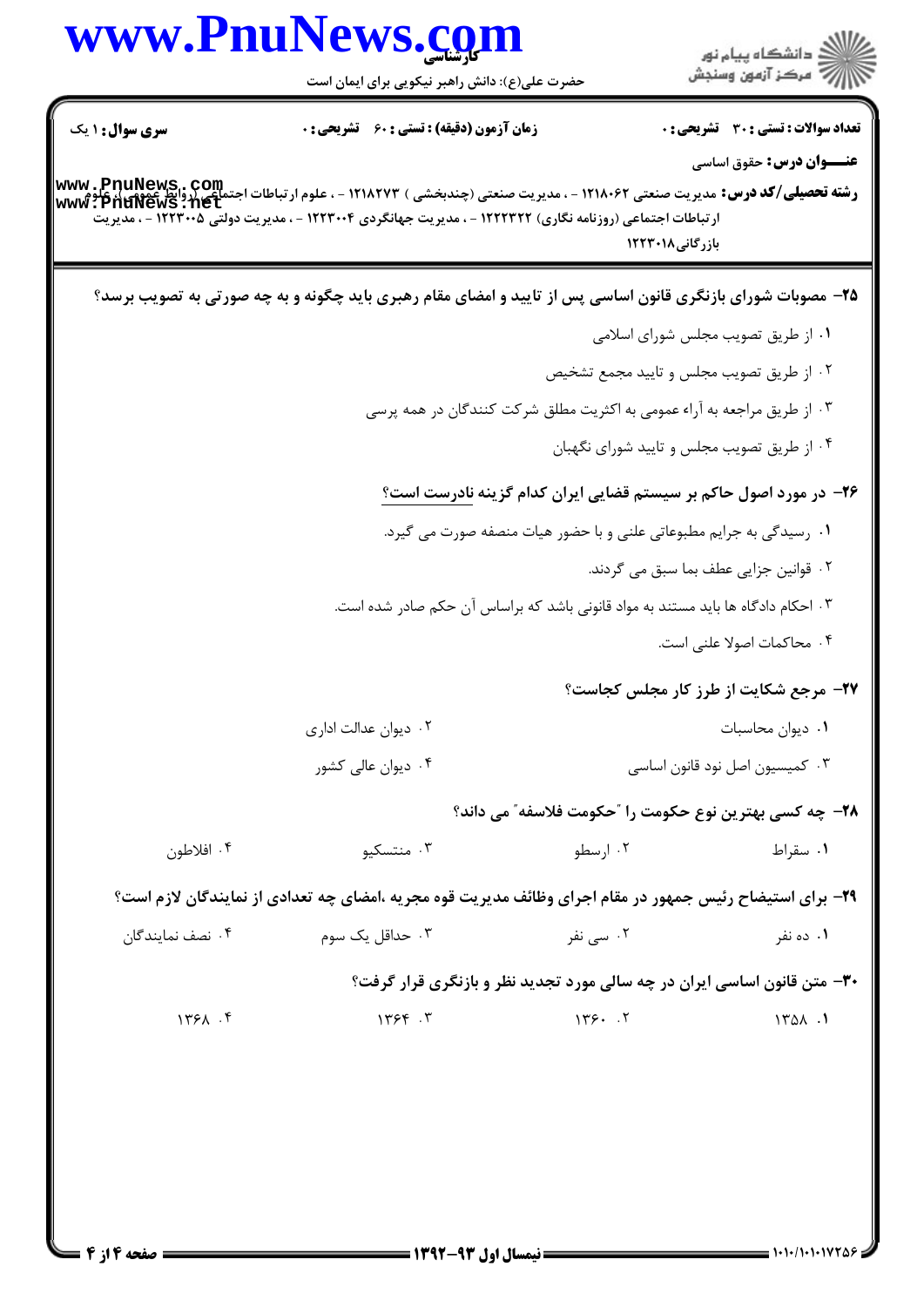**تعداد سوالات : تستی : ۳۰ تشریحی : ۰** | **زمان آزمون (دقیقه) : تستی : ۶۰ تشریحی : ۰** | **سری سوال : ۱ یک**

**عنـــوان درس:** حقوق اساسی

**رشته تحصیلی/کد درس:** مدیریت صنعتی ۱۲۱۸۰۶۲ - ، مدیریت صنعتی (چندبخشی ) ۱۲۱۸۲۷۳ - ، علوم ارتباطات اجتماعی (روابط عمومی )، علوم ارتباطات اجتماعی (روزنامه نگاری) ۱۲۲۲۳۲۲ - ، مدیریت جهانگردی ۱۲۲۳۰۰۴ - ، مدیریت دولتی ۱۲۲۳۰۰۵ - ، مدیریت بازرگانی۱۲۲۳۰۱۸

**۲۵- مصوبات شورای بازنگری قانون اساسی پس از تایید و امضای مقام رهبری باید چگونه و به چه صورتی به تصویب برسد؟**

۱. از طریق تصویب مجلس شورای اسلامی

۲. از طریق تصویب مجلس و تایید مجمع تشخیص

۳. از طریق مراجعه به آراء عمومی به اکثریت مطلق شرکت کنندگان در همه پرسی

۴. از طریق تصویب مجلس و تایید شورای نگهبان

**۲۶- در مورد اصول حاکم بر سیستم قضایی ایران کدام گزینه نادرست است؟**

۱. رسیدگی به جرایم مطبوعاتی علنی و با حضور هیات منصفه صورت می گیرد.

۲. قوانین جزایی عطف بما سبق می گردند.

۳. احکام دادگاه ها باید مستند به مواد قانونی باشد که براساس آن حکم صادر شده است.

۴. محاکمات اصولا علنی است.

**۲۷- مرجع شکایت از طرز کار مجلس کجاست؟**

۱. دیوان محاسبات

۲. دیوان عدالت اداری

۳. کمیسیون اصل نود قانون اساسی

۴. دیوان عالی کشور

**۲۸- چه کسی بهترین نوع حکومت را "حکومت فلاسفه" می داند؟**

۱. سقراط　　۲. ارسطو　　۳. منتسکیو　　۴. افلاطون

**۲۹- برای استیضاح رئیس جمهور در مقام اجرای وظائف مدیریت قوه مجریه ،امضای چه تعدادی از نمایندگان لازم است؟**

۱. ده نفر　　۲. سی نفر　　۳. حداقل یک سوم　　۴. نصف نمایندگان

**۳۰- متن قانون اساسی ایران در چه سالی مورد تجدید نظر و بازنگری قرار گرفت؟**

۱. ۱۳۵۸　　۲. ۱۳۶۰　　۳. ۱۳۶۴　　۴. ۱۳۶۸